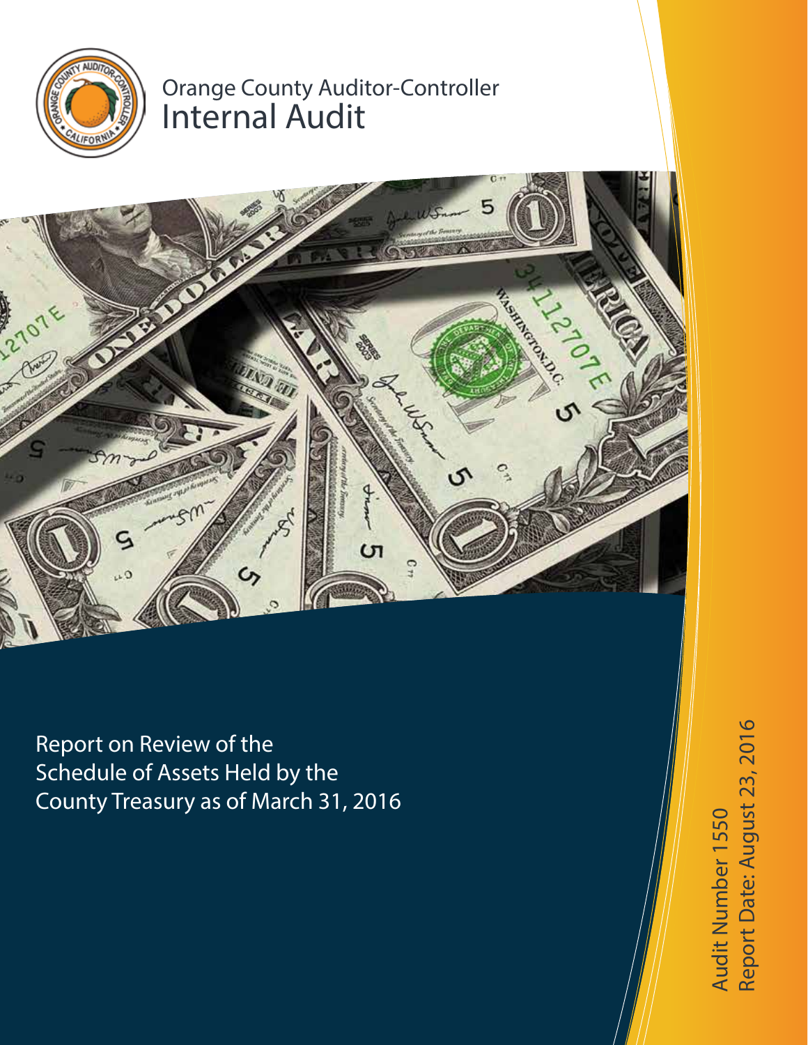Orange County Auditor-Controller

# Internal Audit

Report on Review of the Schedule of Assets Held by the County Treasury as of March 31, 2016

Audit Number 1550

Report Date: August 23, 2016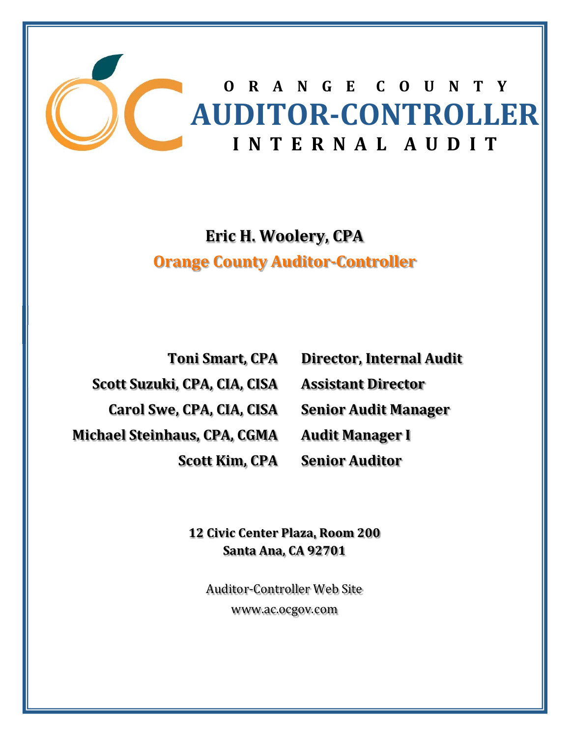# ORANGE COUNTY
# AUDITOR-CONTROLLER
## INTERNAL AUDIT

**Eric H. Woolery, CPA**

**Orange County Auditor-Controller**

| | |
|---|---|
| **Toni Smart, CPA** | **Director, Internal Audit** |
| **Scott Suzuki, CPA, CIA, CISA** | **Assistant Director** |
| **Carol Swe, CPA, CIA, CISA** | **Senior Audit Manager** |
| **Michael Steinhaus, CPA, CGMA** | **Audit Manager I** |
| **Scott Kim, CPA** | **Senior Auditor** |

**12 Civic Center Plaza, Room 200**
**Santa Ana, CA 92701**

Auditor-Controller Web Site
www.ac.ocgov.com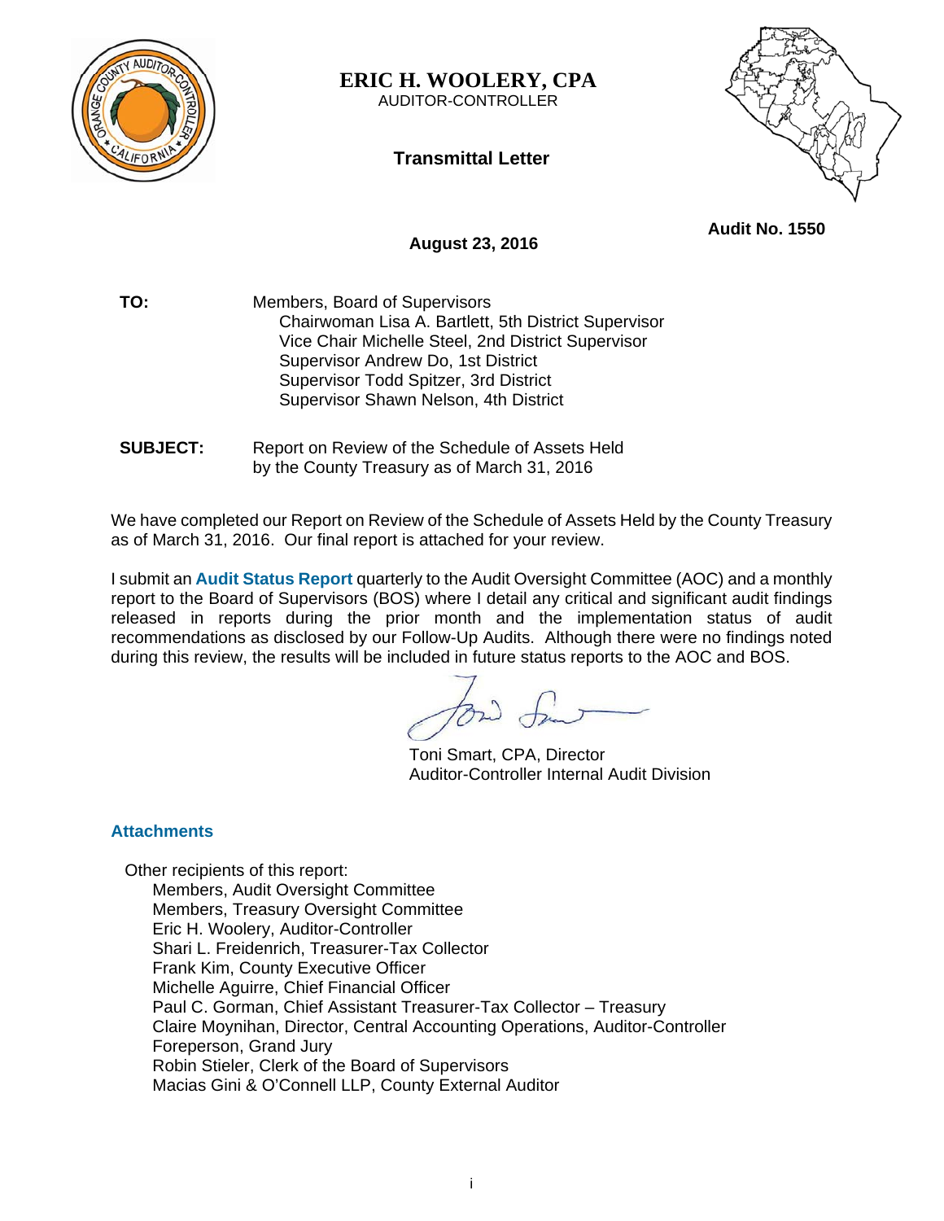**ERIC H. WOOLERY, CPA**
AUDITOR-CONTROLLER

**Transmittal Letter**

**Audit No. 1550**

**August 23, 2016**

**TO:** Members, Board of Supervisors
Chairwoman Lisa A. Bartlett, 5th District Supervisor
Vice Chair Michelle Steel, 2nd District Supervisor
Supervisor Andrew Do, 1st District
Supervisor Todd Spitzer, 3rd District
Supervisor Shawn Nelson, 4th District

**SUBJECT:** Report on Review of the Schedule of Assets Held by the County Treasury as of March 31, 2016

We have completed our Report on Review of the Schedule of Assets Held by the County Treasury as of March 31, 2016. Our final report is attached for your review.

I submit an **Audit Status Report** quarterly to the Audit Oversight Committee (AOC) and a monthly report to the Board of Supervisors (BOS) where I detail any critical and significant audit findings released in reports during the prior month and the implementation status of audit recommendations as disclosed by our Follow-Up Audits. Although there were no findings noted during this review, the results will be included in future status reports to the AOC and BOS.

Toni Smart, CPA, Director
Auditor-Controller Internal Audit Division

**Attachments**

Other recipients of this report:
- Members, Audit Oversight Committee
- Members, Treasury Oversight Committee
- Eric H. Woolery, Auditor-Controller
- Shari L. Freidenrich, Treasurer-Tax Collector
- Frank Kim, County Executive Officer
- Michelle Aguirre, Chief Financial Officer
- Paul C. Gorman, Chief Assistant Treasurer-Tax Collector – Treasury
- Claire Moynihan, Director, Central Accounting Operations, Auditor-Controller
- Foreperson, Grand Jury
- Robin Stieler, Clerk of the Board of Supervisors
- Macias Gini & O'Connell LLP, County External Auditor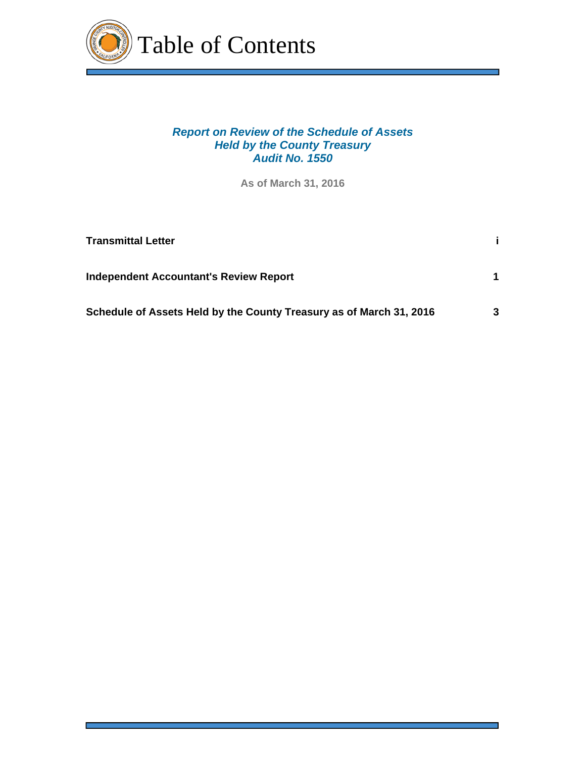# Table of Contents

***Report on Review of the Schedule of Assets Held by the County Treasury Audit No. 1550***

**As of March 31, 2016**

| | |
|---|---|
| **Transmittal Letter** | **i** |
| **Independent Accountant's Review Report** | **1** |
| **Schedule of Assets Held by the County Treasury as of March 31, 2016** | **3** |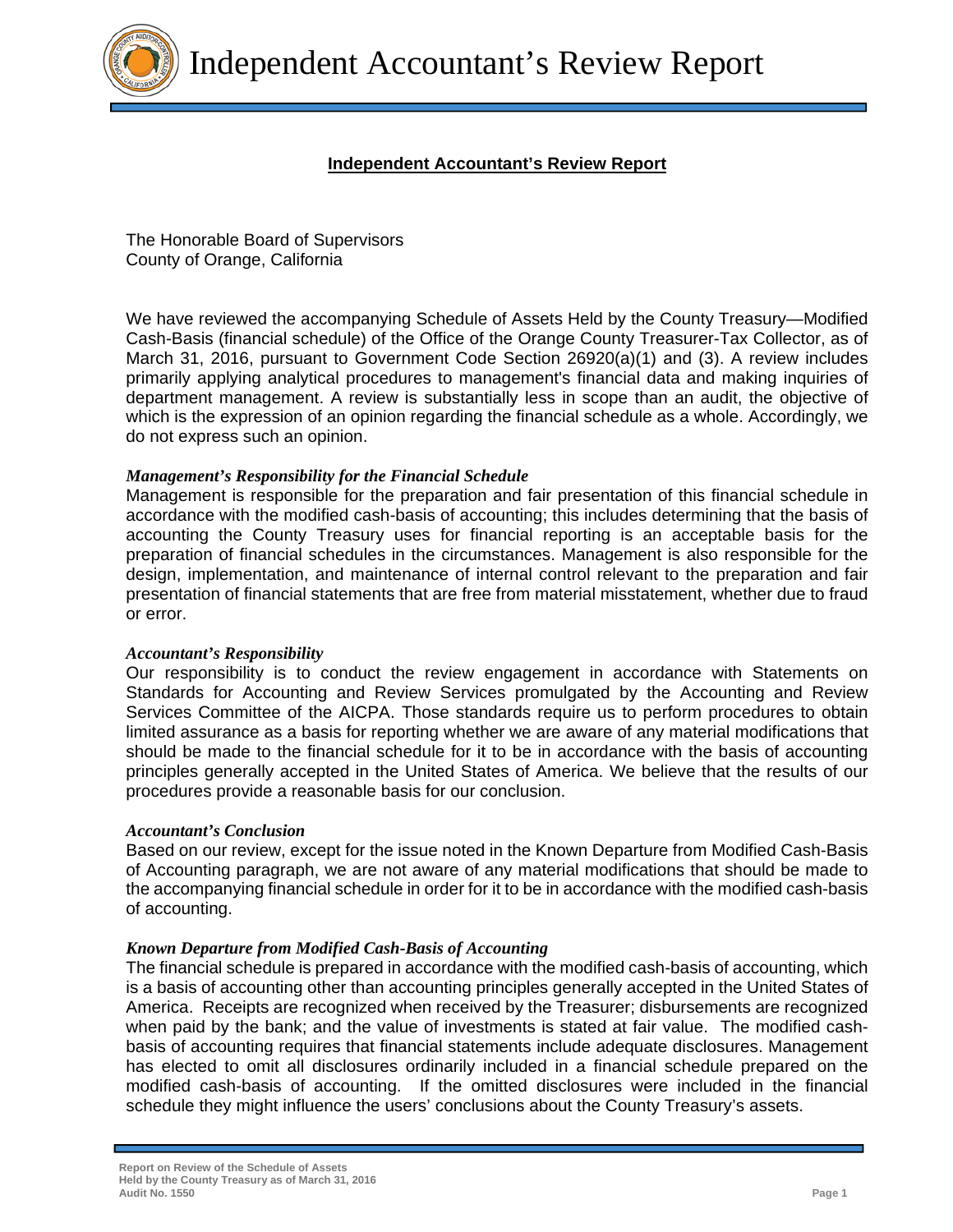# Independent Accountant's Review Report

## Independent Accountant's Review Report

The Honorable Board of Supervisors
County of Orange, California

We have reviewed the accompanying Schedule of Assets Held by the County Treasury—Modified Cash-Basis (financial schedule) of the Office of the Orange County Treasurer-Tax Collector, as of March 31, 2016, pursuant to Government Code Section 26920(a)(1) and (3). A review includes primarily applying analytical procedures to management's financial data and making inquiries of department management. A review is substantially less in scope than an audit, the objective of which is the expression of an opinion regarding the financial schedule as a whole. Accordingly, we do not express such an opinion.

***Management's Responsibility for the Financial Schedule***

Management is responsible for the preparation and fair presentation of this financial schedule in accordance with the modified cash-basis of accounting; this includes determining that the basis of accounting the County Treasury uses for financial reporting is an acceptable basis for the preparation of financial schedules in the circumstances. Management is also responsible for the design, implementation, and maintenance of internal control relevant to the preparation and fair presentation of financial statements that are free from material misstatement, whether due to fraud or error.

***Accountant's Responsibility***

Our responsibility is to conduct the review engagement in accordance with Statements on Standards for Accounting and Review Services promulgated by the Accounting and Review Services Committee of the AICPA. Those standards require us to perform procedures to obtain limited assurance as a basis for reporting whether we are aware of any material modifications that should be made to the financial schedule for it to be in accordance with the basis of accounting principles generally accepted in the United States of America. We believe that the results of our procedures provide a reasonable basis for our conclusion.

***Accountant's Conclusion***

Based on our review, except for the issue noted in the Known Departure from Modified Cash-Basis of Accounting paragraph, we are not aware of any material modifications that should be made to the accompanying financial schedule in order for it to be in accordance with the modified cash-basis of accounting.

***Known Departure from Modified Cash-Basis of Accounting***

The financial schedule is prepared in accordance with the modified cash-basis of accounting, which is a basis of accounting other than accounting principles generally accepted in the United States of America. Receipts are recognized when received by the Treasurer; disbursements are recognized when paid by the bank; and the value of investments is stated at fair value. The modified cash-basis of accounting requires that financial statements include adequate disclosures. Management has elected to omit all disclosures ordinarily included in a financial schedule prepared on the modified cash-basis of accounting. If the omitted disclosures were included in the financial schedule they might influence the users' conclusions about the County Treasury's assets.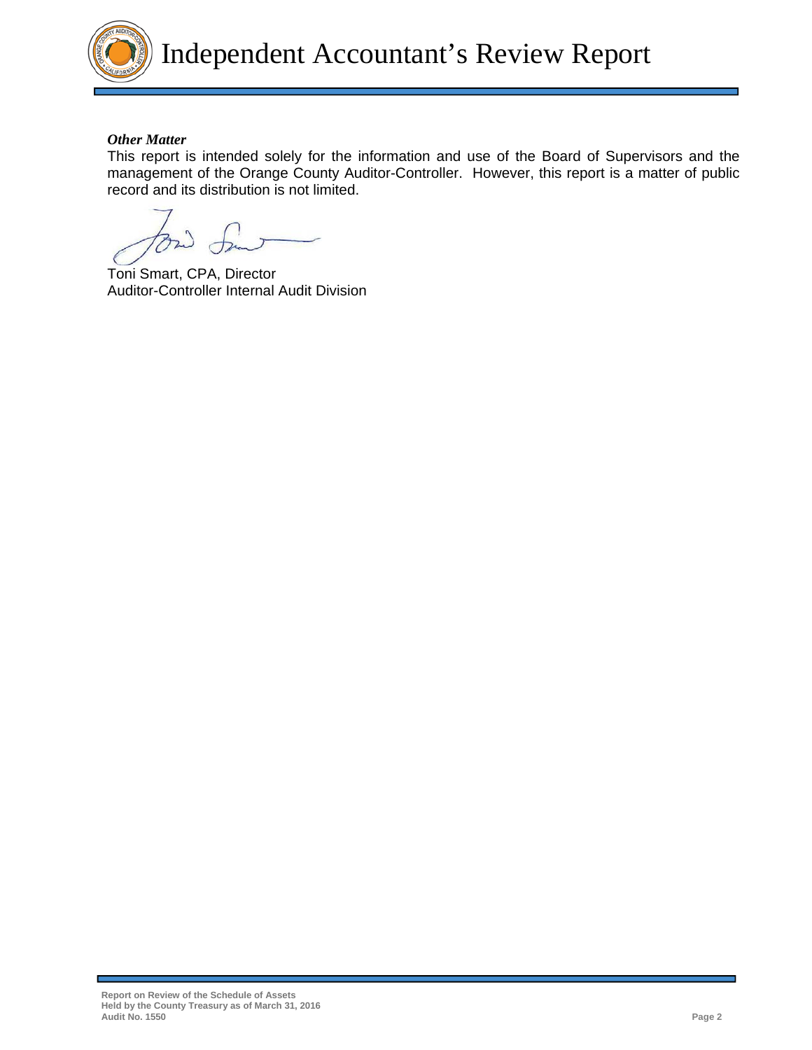# Independent Accountant's Review Report

***Other Matter***

This report is intended solely for the information and use of the Board of Supervisors and the management of the Orange County Auditor-Controller. However, this report is a matter of public record and its distribution is not limited.

Toni Smart, CPA, Director
Auditor-Controller Internal Audit Division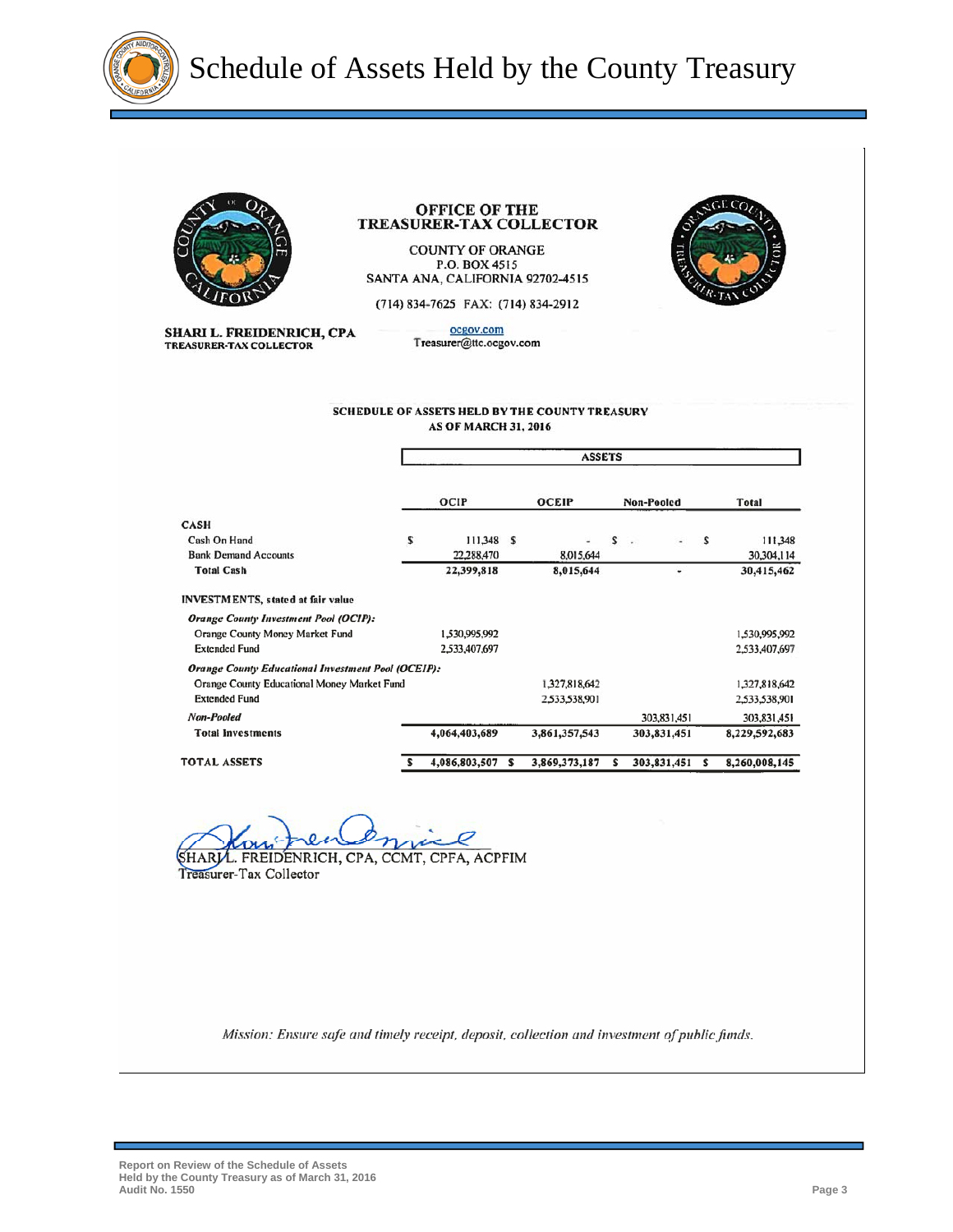# Schedule of Assets Held by the County Treasury

**OFFICE OF THE TREASURER-TAX COLLECTOR**

COUNTY OF ORANGE
P.O. BOX 4515
SANTA ANA, CALIFORNIA 92702-4515

(714) 834-7625 FAX: (714) 834-2912

ocgov.com
Treasurer@ttc.ocgov.com

**SHARI L. FREIDENRICH, CPA**
**TREASURER-TAX COLLECTOR**

**SCHEDULE OF ASSETS HELD BY THE COUNTY TREASURY**
**AS OF MARCH 31, 2016**

| | ASSETS | | | |
|---|---|---|---|---|
| | **OCIP** | **OCEIP** | **Non-Pooled** | **Total** |
| **CASH** | | | | |
| Cash On Hand | $ 111,348 | $ - | $ - | $ 111,348 |
| Bank Demand Accounts | 22,288,470 | 8,015,644 | | 30,304,114 |
| **Total Cash** | **22,399,818** | **8,015,644** | **-** | **30,415,462** |
| **INVESTMENTS, stated at fair value** | | | | |
| ***Orange County Investment Pool (OCIP):*** | | | | |
| Orange County Money Market Fund | 1,530,995,992 | | | 1,530,995,992 |
| Extended Fund | 2,533,407,697 | | | 2,533,407,697 |
| ***Orange County Educational Investment Pool (OCEIP):*** | | | | |
| Orange County Educational Money Market Fund | | 1,327,818,642 | | 1,327,818,642 |
| Extended Fund | | 2,533,538,901 | | 2,533,538,901 |
| ***Non-Pooled*** | | | 303,831,451 | 303,831,451 |
| **Total Investments** | **4,064,403,689** | **3,861,357,543** | **303,831,451** | **8,229,592,683** |
| **TOTAL ASSETS** | **$ 4,086,803,507** | **$ 3,869,373,187** | **$ 303,831,451** | **$ 8,260,008,145** |

SHARI L. FREIDENRICH, CPA, CCMT, CPFA, ACPFIM
Treasurer-Tax Collector

*Mission: Ensure safe and timely receipt, deposit, collection and investment of public funds.*